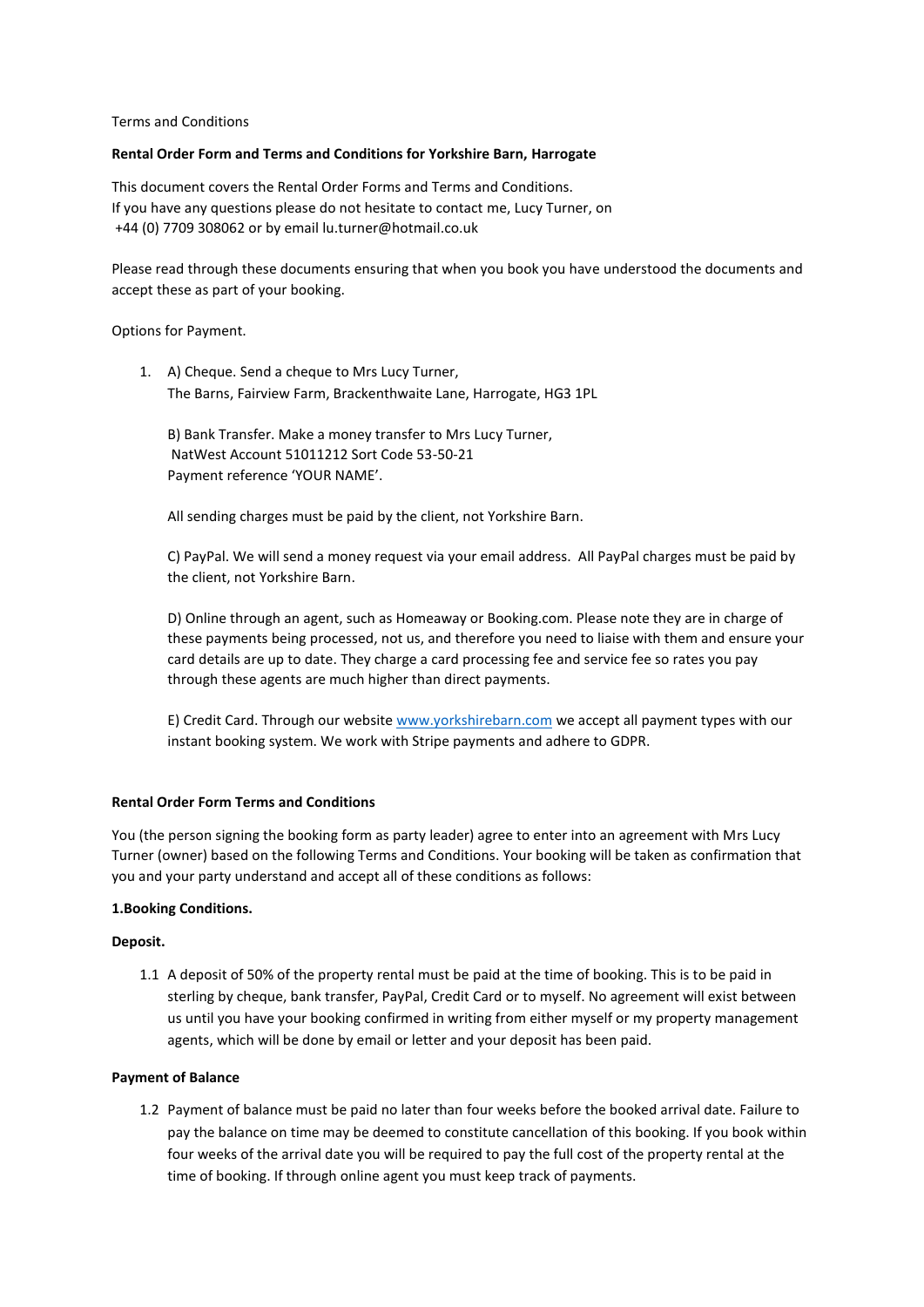Terms and Conditions

**Rental Order Form and Terms and Conditions for Yorkshire Barn, Harrogate**

This document covers the Rental Order Forms and Terms and Conditions.
If you have any questions please do not hesitate to contact me, Lucy Turner, on
+44 (0) 7709 308062 or by email lu.turner@hotmail.co.uk

Please read through these documents ensuring that when you book you have understood the documents and accept these as part of your booking.

Options for Payment.

1. A) Cheque. Send a cheque to Mrs Lucy Turner,
   The Barns, Fairview Farm, Brackenthwaite Lane, Harrogate, HG3 1PL

   B) Bank Transfer. Make a money transfer to Mrs Lucy Turner,
   NatWest Account 51011212 Sort Code 53-50-21
   Payment reference 'YOUR NAME'.

   All sending charges must be paid by the client, not Yorkshire Barn.

   C) PayPal. We will send a money request via your email address. All PayPal charges must be paid by the client, not Yorkshire Barn.

   D) Online through an agent, such as Homeaway or Booking.com. Please note they are in charge of these payments being processed, not us, and therefore you need to liaise with them and ensure your card details are up to date. They charge a card processing fee and service fee so rates you pay through these agents are much higher than direct payments.

   E) Credit Card. Through our website www.yorkshirebarn.com we accept all payment types with our instant booking system. We work with Stripe payments and adhere to GDPR.

**Rental Order Form Terms and Conditions**

You (the person signing the booking form as party leader) agree to enter into an agreement with Mrs Lucy Turner (owner) based on the following Terms and Conditions. Your booking will be taken as confirmation that you and your party understand and accept all of these conditions as follows:

**1.Booking Conditions.**

**Deposit.**

1.1 A deposit of 50% of the property rental must be paid at the time of booking. This is to be paid in sterling by cheque, bank transfer, PayPal, Credit Card or to myself. No agreement will exist between us until you have your booking confirmed in writing from either myself or my property management agents, which will be done by email or letter and your deposit has been paid.

**Payment of Balance**

1.2 Payment of balance must be paid no later than four weeks before the booked arrival date. Failure to pay the balance on time may be deemed to constitute cancellation of this booking. If you book within four weeks of the arrival date you will be required to pay the full cost of the property rental at the time of booking. If through online agent you must keep track of payments.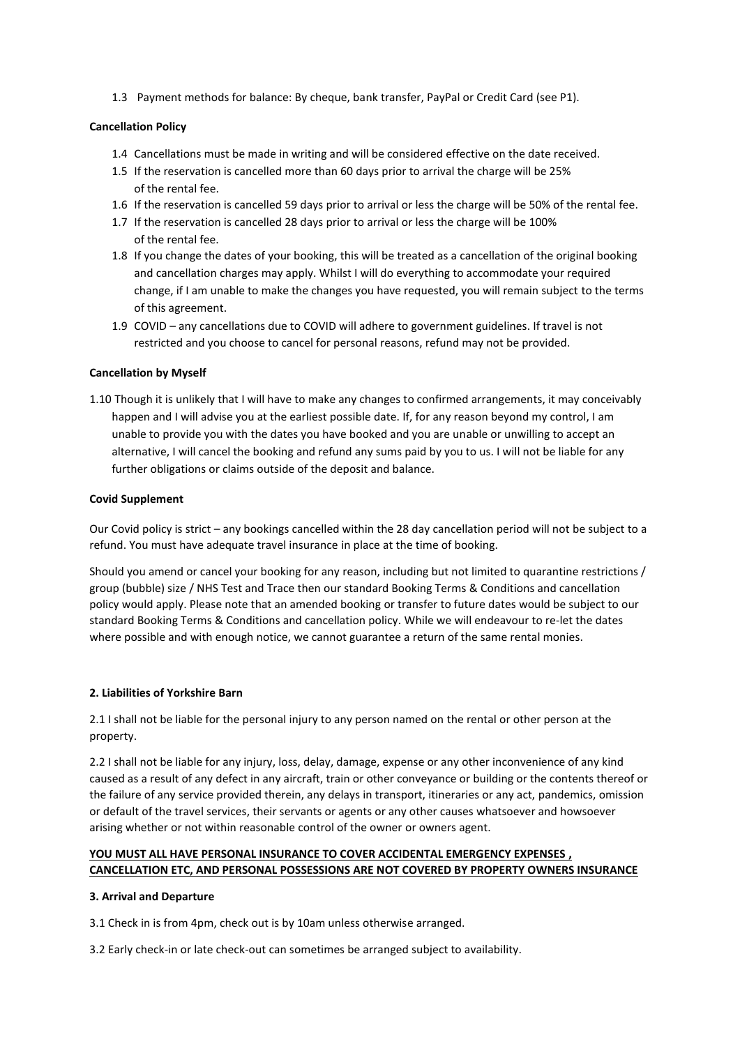1.3 Payment methods for balance: By cheque, bank transfer, PayPal or Credit Card (see P1).

**Cancellation Policy**

1.4 Cancellations must be made in writing and will be considered effective on the date received.

1.5 If the reservation is cancelled more than 60 days prior to arrival the charge will be 25% of the rental fee.

1.6 If the reservation is cancelled 59 days prior to arrival or less the charge will be 50% of the rental fee.

1.7 If the reservation is cancelled 28 days prior to arrival or less the charge will be 100% of the rental fee.

1.8 If you change the dates of your booking, this will be treated as a cancellation of the original booking and cancellation charges may apply. Whilst I will do everything to accommodate your required change, if I am unable to make the changes you have requested, you will remain subject to the terms of this agreement.

1.9 COVID – any cancellations due to COVID will adhere to government guidelines. If travel is not restricted and you choose to cancel for personal reasons, refund may not be provided.

**Cancellation by Myself**

1.10 Though it is unlikely that I will have to make any changes to confirmed arrangements, it may conceivably happen and I will advise you at the earliest possible date. If, for any reason beyond my control, I am unable to provide you with the dates you have booked and you are unable or unwilling to accept an alternative, I will cancel the booking and refund any sums paid by you to us. I will not be liable for any further obligations or claims outside of the deposit and balance.

**Covid Supplement**

Our Covid policy is strict – any bookings cancelled within the 28 day cancellation period will not be subject to a refund. You must have adequate travel insurance in place at the time of booking.

Should you amend or cancel your booking for any reason, including but not limited to quarantine restrictions / group (bubble) size / NHS Test and Trace then our standard Booking Terms & Conditions and cancellation policy would apply. Please note that an amended booking or transfer to future dates would be subject to our standard Booking Terms & Conditions and cancellation policy. While we will endeavour to re-let the dates where possible and with enough notice, we cannot guarantee a return of the same rental monies.

**2. Liabilities of Yorkshire Barn**

2.1 I shall not be liable for the personal injury to any person named on the rental or other person at the property.

2.2 I shall not be liable for any injury, loss, delay, damage, expense or any other inconvenience of any kind caused as a result of any defect in any aircraft, train or other conveyance or building or the contents thereof or the failure of any service provided therein, any delays in transport, itineraries or any act, pandemics, omission or default of the travel services, their servants or agents or any other causes whatsoever and howsoever arising whether or not within reasonable control of the owner or owners agent.

**YOU MUST ALL HAVE PERSONAL INSURANCE TO COVER ACCIDENTAL EMERGENCY EXPENSES , CANCELLATION ETC, AND PERSONAL POSSESSIONS ARE NOT COVERED BY PROPERTY OWNERS INSURANCE**

**3. Arrival and Departure**

3.1 Check in is from 4pm, check out is by 10am unless otherwise arranged.

3.2 Early check-in or late check-out can sometimes be arranged subject to availability.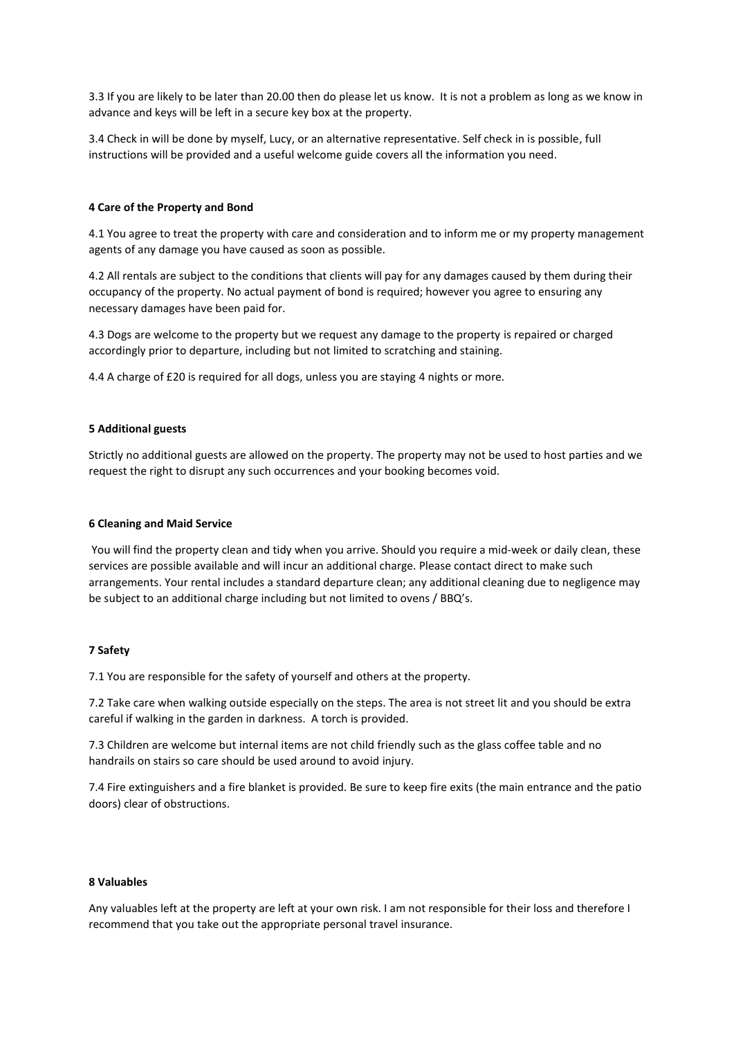3.3 If you are likely to be later than 20.00 then do please let us know. It is not a problem as long as we know in advance and keys will be left in a secure key box at the property.

3.4 Check in will be done by myself, Lucy, or an alternative representative. Self check in is possible, full instructions will be provided and a useful welcome guide covers all the information you need.

### 4 Care of the Property and Bond

4.1 You agree to treat the property with care and consideration and to inform me or my property management agents of any damage you have caused as soon as possible.

4.2 All rentals are subject to the conditions that clients will pay for any damages caused by them during their occupancy of the property. No actual payment of bond is required; however you agree to ensuring any necessary damages have been paid for.

4.3 Dogs are welcome to the property but we request any damage to the property is repaired or charged accordingly prior to departure, including but not limited to scratching and staining.

4.4 A charge of £20 is required for all dogs, unless you are staying 4 nights or more.

### 5 Additional guests

Strictly no additional guests are allowed on the property. The property may not be used to host parties and we request the right to disrupt any such occurrences and your booking becomes void.

### 6 Cleaning and Maid Service

You will find the property clean and tidy when you arrive. Should you require a mid-week or daily clean, these services are possible available and will incur an additional charge. Please contact direct to make such arrangements. Your rental includes a standard departure clean; any additional cleaning due to negligence may be subject to an additional charge including but not limited to ovens / BBQ's.

### 7 Safety

7.1 You are responsible for the safety of yourself and others at the property.

7.2 Take care when walking outside especially on the steps. The area is not street lit and you should be extra careful if walking in the garden in darkness. A torch is provided.

7.3 Children are welcome but internal items are not child friendly such as the glass coffee table and no handrails on stairs so care should be used around to avoid injury.

7.4 Fire extinguishers and a fire blanket is provided. Be sure to keep fire exits (the main entrance and the patio doors) clear of obstructions.

### 8 Valuables

Any valuables left at the property are left at your own risk. I am not responsible for their loss and therefore I recommend that you take out the appropriate personal travel insurance.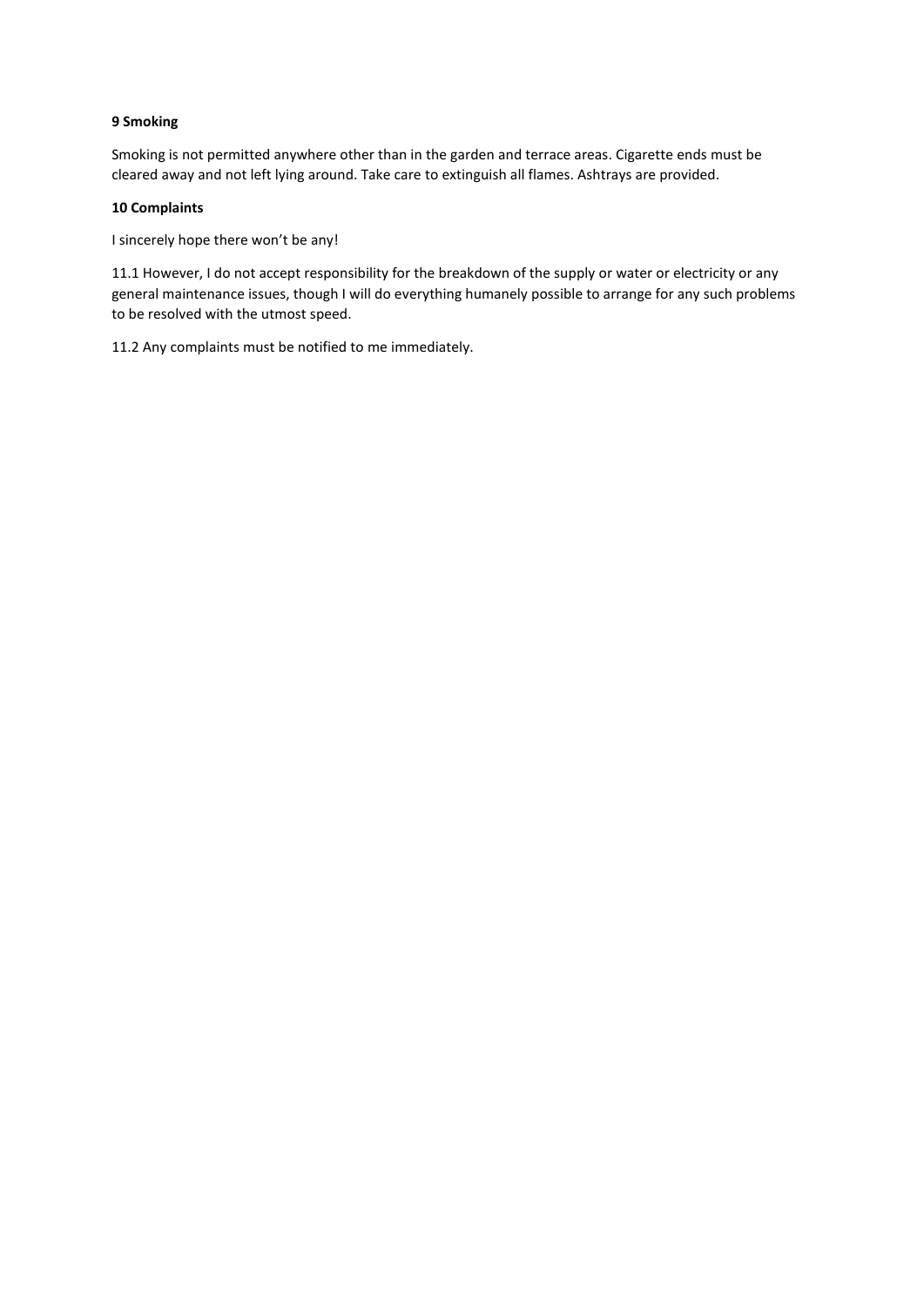**9 Smoking**

Smoking is not permitted anywhere other than in the garden and terrace areas. Cigarette ends must be cleared away and not left lying around. Take care to extinguish all flames. Ashtrays are provided.

**10 Complaints**

I sincerely hope there won't be any!

11.1 However, I do not accept responsibility for the breakdown of the supply or water or electricity or any general maintenance issues, though I will do everything humanely possible to arrange for any such problems to be resolved with the utmost speed.

11.2 Any complaints must be notified to me immediately.